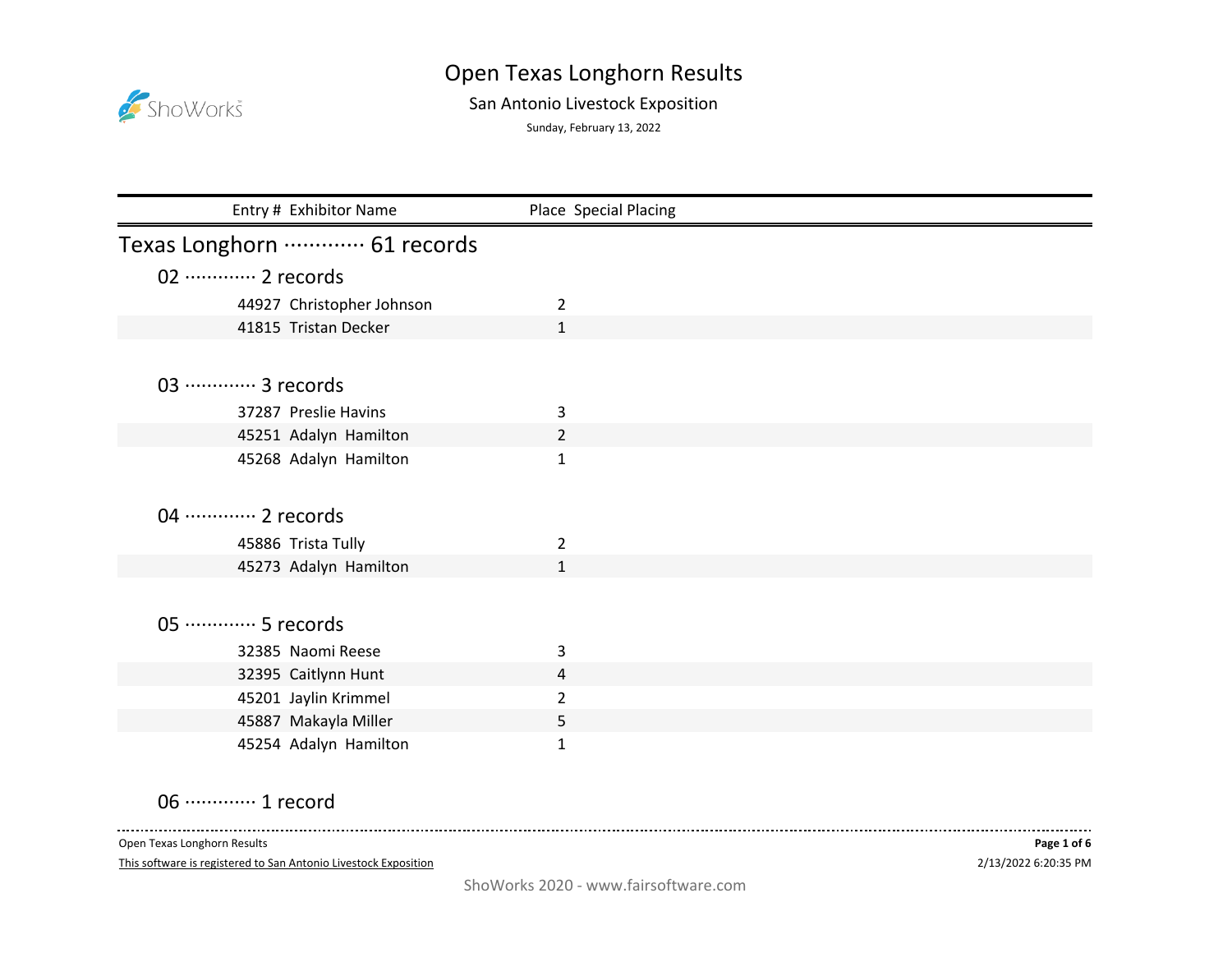# Open Texas Longhorn Results

San Antonio Livestock Exposition

Sunday, February 13, 2022

| Entry # | Exhibitor Name | Place | Special Placing |
|---|---|---|---|

## Texas Longhorn ············· 61 records

### 02 ············· 2 records

| Entry # | Exhibitor Name | Place | Special Placing |
|---|---|---|---|
| 44927 | Christopher Johnson | 2 | |
| 41815 | Tristan Decker | 1 | |

### 03 ············· 3 records

| Entry # | Exhibitor Name | Place | Special Placing |
|---|---|---|---|
| 37287 | Preslie Havins | 3 | |
| 45251 | Adalyn Hamilton | 2 | |
| 45268 | Adalyn Hamilton | 1 | |

### 04 ············· 2 records

| Entry # | Exhibitor Name | Place | Special Placing |
|---|---|---|---|
| 45886 | Trista Tully | 2 | |
| 45273 | Adalyn Hamilton | 1 | |

### 05 ············· 5 records

| Entry # | Exhibitor Name | Place | Special Placing |
|---|---|---|---|
| 32385 | Naomi Reese | 3 | |
| 32395 | Caitlynn Hunt | 4 | |
| 45201 | Jaylin Krimmel | 2 | |
| 45887 | Makayla Miller | 5 | |
| 45254 | Adalyn Hamilton | 1 | |

### 06 ············· 1 record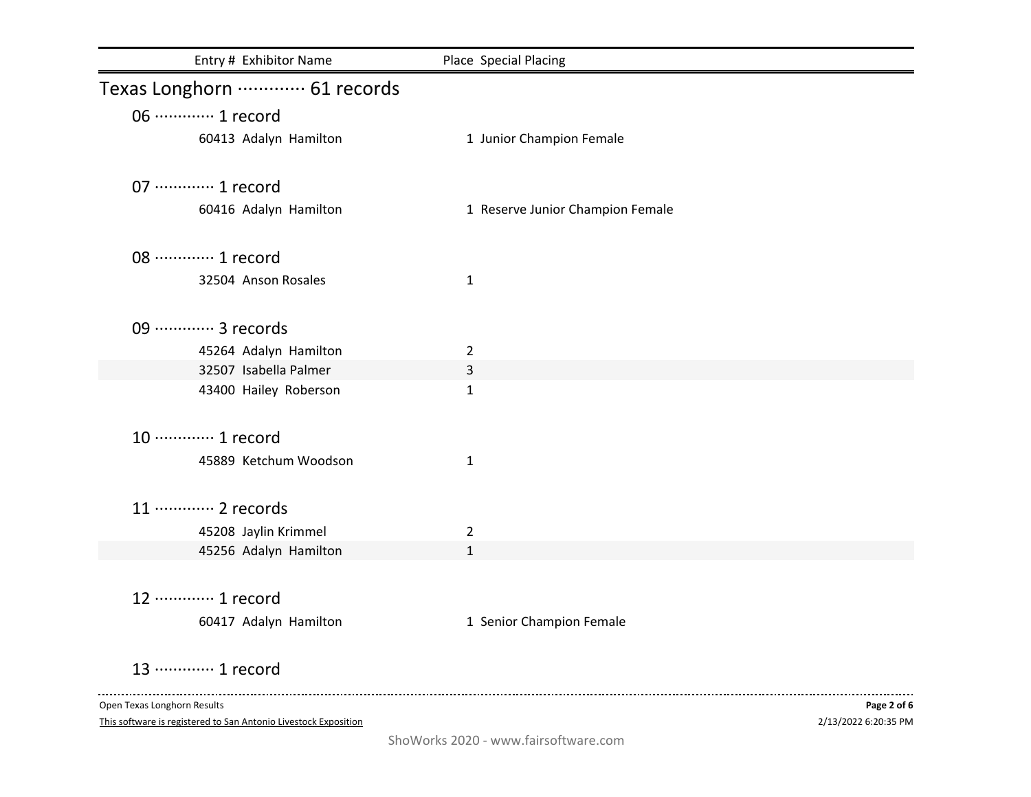| Entry # | Exhibitor Name | Place | Special Placing |
|---|---|---|---|

## Texas Longhorn ············· 61 records

### 06 ············· 1 record

| Entry # | Exhibitor Name | Place | Special Placing |
|---|---|---|---|
| 60413 | Adalyn Hamilton | 1 | Junior Champion Female |

### 07 ············· 1 record

| Entry # | Exhibitor Name | Place | Special Placing |
|---|---|---|---|
| 60416 | Adalyn Hamilton | 1 | Reserve Junior Champion Female |

### 08 ············· 1 record

| Entry # | Exhibitor Name | Place | Special Placing |
|---|---|---|---|
| 32504 | Anson Rosales | 1 | |

### 09 ············· 3 records

| Entry # | Exhibitor Name | Place | Special Placing |
|---|---|---|---|
| 45264 | Adalyn Hamilton | 2 | |
| 32507 | Isabella Palmer | 3 | |
| 43400 | Hailey Roberson | 1 | |

### 10 ············· 1 record

| Entry # | Exhibitor Name | Place | Special Placing |
|---|---|---|---|
| 45889 | Ketchum Woodson | 1 | |

### 11 ············· 2 records

| Entry # | Exhibitor Name | Place | Special Placing |
|---|---|---|---|
| 45208 | Jaylin Krimmel | 2 | |
| 45256 | Adalyn Hamilton | 1 | |

### 12 ············· 1 record

| Entry # | Exhibitor Name | Place | Special Placing |
|---|---|---|---|
| 60417 | Adalyn Hamilton | 1 | Senior Champion Female |

### 13 ············· 1 record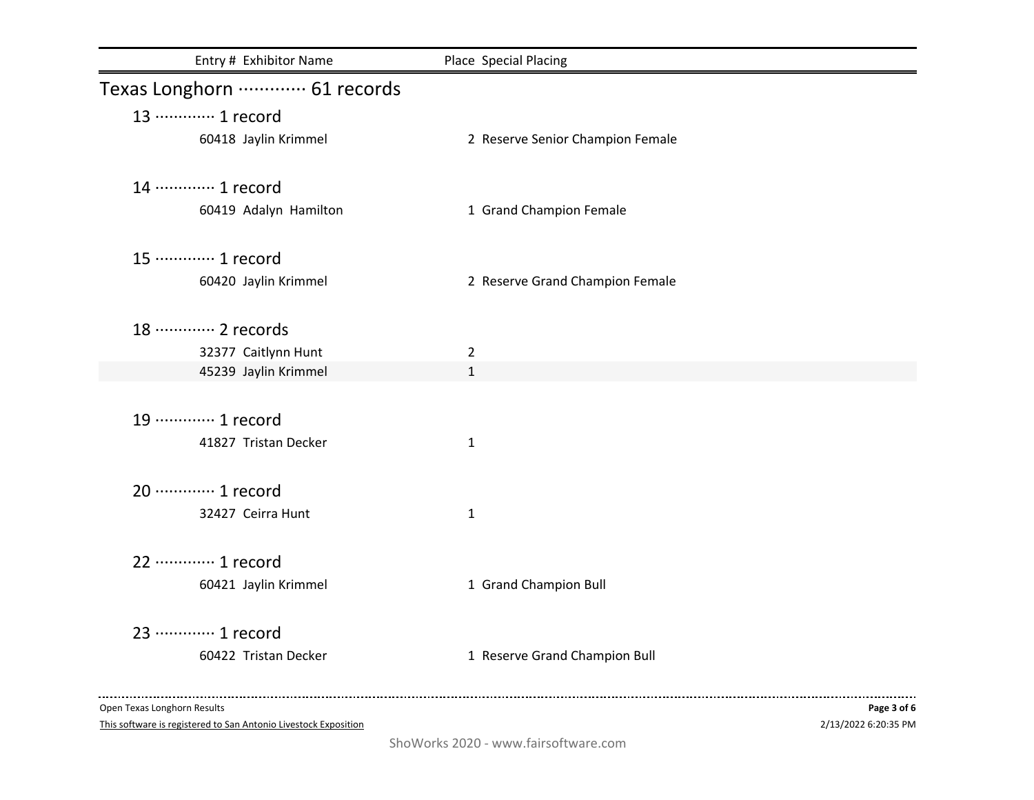| Entry # | Exhibitor Name | Place | Special Placing |
|---|---|---|---|

## Texas Longhorn ············· 61 records

### 13 ············· 1 record

| Entry # | Exhibitor Name | Place | Special Placing |
|---|---|---|---|
| 60418 | Jaylin Krimmel | 2 | Reserve Senior Champion Female |

### 14 ············· 1 record

| Entry # | Exhibitor Name | Place | Special Placing |
|---|---|---|---|
| 60419 | Adalyn Hamilton | 1 | Grand Champion Female |

### 15 ············· 1 record

| Entry # | Exhibitor Name | Place | Special Placing |
|---|---|---|---|
| 60420 | Jaylin Krimmel | 2 | Reserve Grand Champion Female |

### 18 ············· 2 records

| Entry # | Exhibitor Name | Place | Special Placing |
|---|---|---|---|
| 32377 | Caitlynn Hunt | 2 | |
| 45239 | Jaylin Krimmel | 1 | |

### 19 ············· 1 record

| Entry # | Exhibitor Name | Place | Special Placing |
|---|---|---|---|
| 41827 | Tristan Decker | 1 | |

### 20 ············· 1 record

| Entry # | Exhibitor Name | Place | Special Placing |
|---|---|---|---|
| 32427 | Ceirra Hunt | 1 | |

### 22 ············· 1 record

| Entry # | Exhibitor Name | Place | Special Placing |
|---|---|---|---|
| 60421 | Jaylin Krimmel | 1 | Grand Champion Bull |

### 23 ············· 1 record

| Entry # | Exhibitor Name | Place | Special Placing |
|---|---|---|---|
| 60422 | Tristan Decker | 1 | Reserve Grand Champion Bull |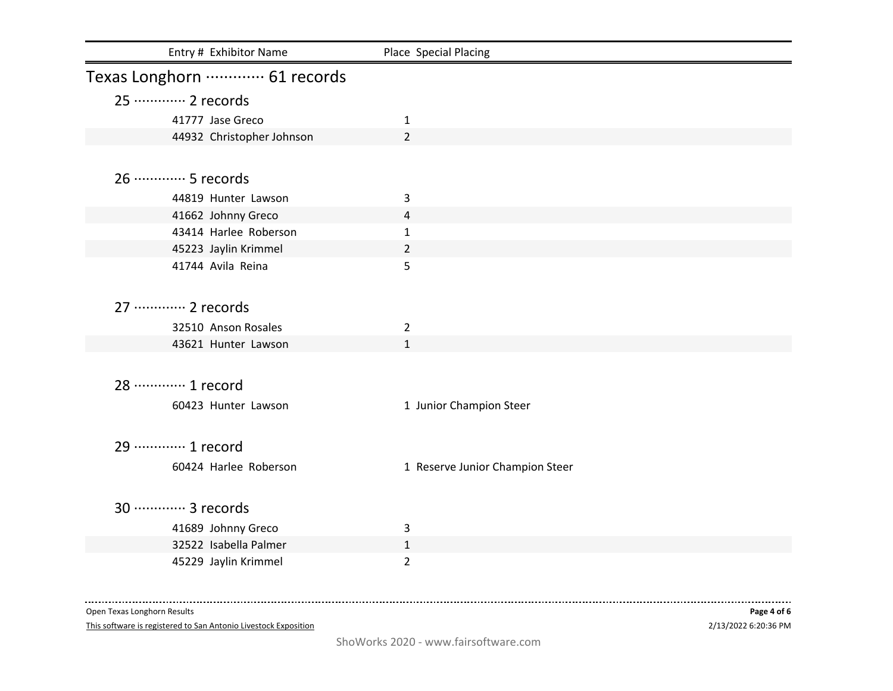## Texas Longhorn ············· 61 records

### 25 ············· 2 records

| Entry # | Exhibitor Name | Place | Special Placing |
|---|---|---|---|
| 41777 | Jase Greco | 1 | |
| 44932 | Christopher Johnson | 2 | |

### 26 ············· 5 records

| Entry # | Exhibitor Name | Place | Special Placing |
|---|---|---|---|
| 44819 | Hunter Lawson | 3 | |
| 41662 | Johnny Greco | 4 | |
| 43414 | Harlee Roberson | 1 | |
| 45223 | Jaylin Krimmel | 2 | |
| 41744 | Avila Reina | 5 | |

### 27 ············· 2 records

| Entry # | Exhibitor Name | Place | Special Placing |
|---|---|---|---|
| 32510 | Anson Rosales | 2 | |
| 43621 | Hunter Lawson | 1 | |

### 28 ············· 1 record

| Entry # | Exhibitor Name | Place | Special Placing |
|---|---|---|---|
| 60423 | Hunter Lawson | 1 | Junior Champion Steer |

### 29 ············· 1 record

| Entry # | Exhibitor Name | Place | Special Placing |
|---|---|---|---|
| 60424 | Harlee Roberson | 1 | Reserve Junior Champion Steer |

### 30 ············· 3 records

| Entry # | Exhibitor Name | Place | Special Placing |
|---|---|---|---|
| 41689 | Johnny Greco | 3 | |
| 32522 | Isabella Palmer | 1 | |
| 45229 | Jaylin Krimmel | 2 | |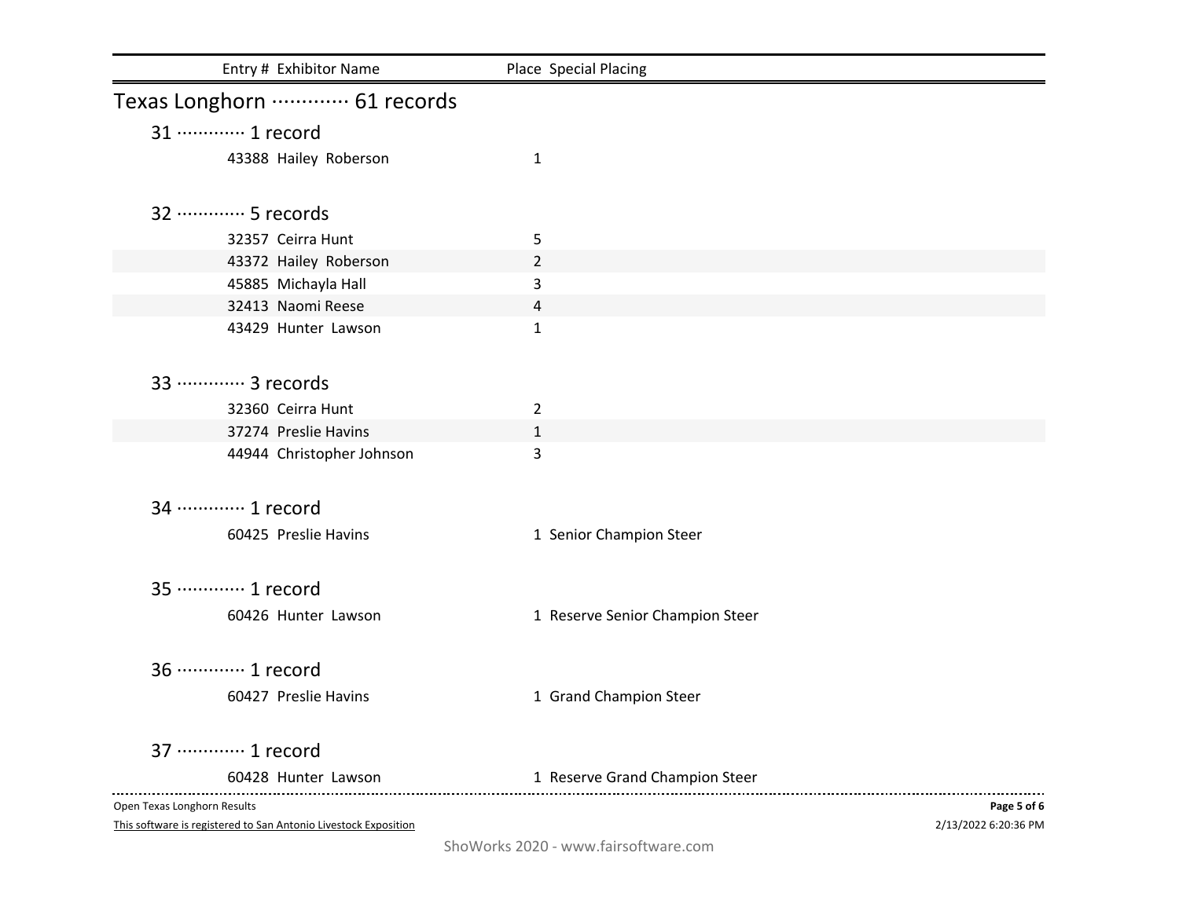| Entry # | Exhibitor Name | Place | Special Placing |
| --- | --- | --- | --- |

## Texas Longhorn ············· 61 records

### 31 ············· 1 record

| Entry # | Exhibitor Name | Place | Special Placing |
| --- | --- | --- | --- |
| 43388 | Hailey Roberson | 1 | |

### 32 ············· 5 records

| Entry # | Exhibitor Name | Place | Special Placing |
| --- | --- | --- | --- |
| 32357 | Ceirra Hunt | 5 | |
| 43372 | Hailey Roberson | 2 | |
| 45885 | Michayla Hall | 3 | |
| 32413 | Naomi Reese | 4 | |
| 43429 | Hunter Lawson | 1 | |

### 33 ············· 3 records

| Entry # | Exhibitor Name | Place | Special Placing |
| --- | --- | --- | --- |
| 32360 | Ceirra Hunt | 2 | |
| 37274 | Preslie Havins | 1 | |
| 44944 | Christopher Johnson | 3 | |

### 34 ············· 1 record

| Entry # | Exhibitor Name | Place | Special Placing |
| --- | --- | --- | --- |
| 60425 | Preslie Havins | 1 | Senior Champion Steer |

### 35 ············· 1 record

| Entry # | Exhibitor Name | Place | Special Placing |
| --- | --- | --- | --- |
| 60426 | Hunter Lawson | 1 | Reserve Senior Champion Steer |

### 36 ············· 1 record

| Entry # | Exhibitor Name | Place | Special Placing |
| --- | --- | --- | --- |
| 60427 | Preslie Havins | 1 | Grand Champion Steer |

### 37 ············· 1 record

| Entry # | Exhibitor Name | Place | Special Placing |
| --- | --- | --- | --- |
| 60428 | Hunter Lawson | 1 | Reserve Grand Champion Steer |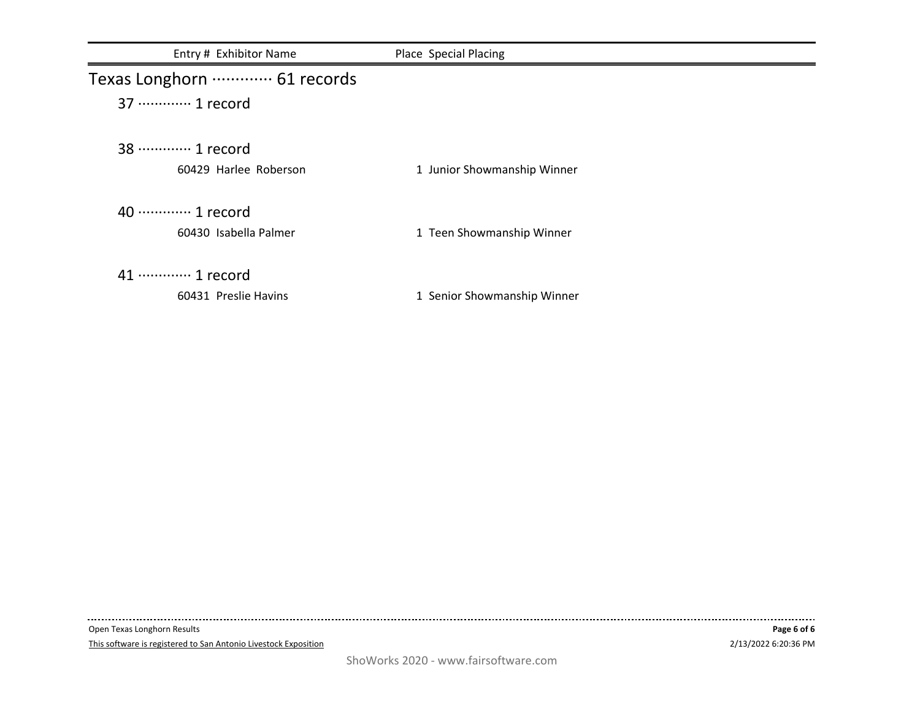| Entry # | Exhibitor Name | Place | Special Placing |
|---|---|---|---|

## Texas Longhorn ············· 61 records

### 37 ············· 1 record

### 38 ············· 1 record

| | | | |
|---|---|---|---|
| 60429 | Harlee Roberson | 1 | Junior Showmanship Winner |

### 40 ············· 1 record

| | | | |
|---|---|---|---|
| 60430 | Isabella Palmer | 1 | Teen Showmanship Winner |

### 41 ············· 1 record

| | | | |
|---|---|---|---|
| 60431 | Preslie Havins | 1 | Senior Showmanship Winner |